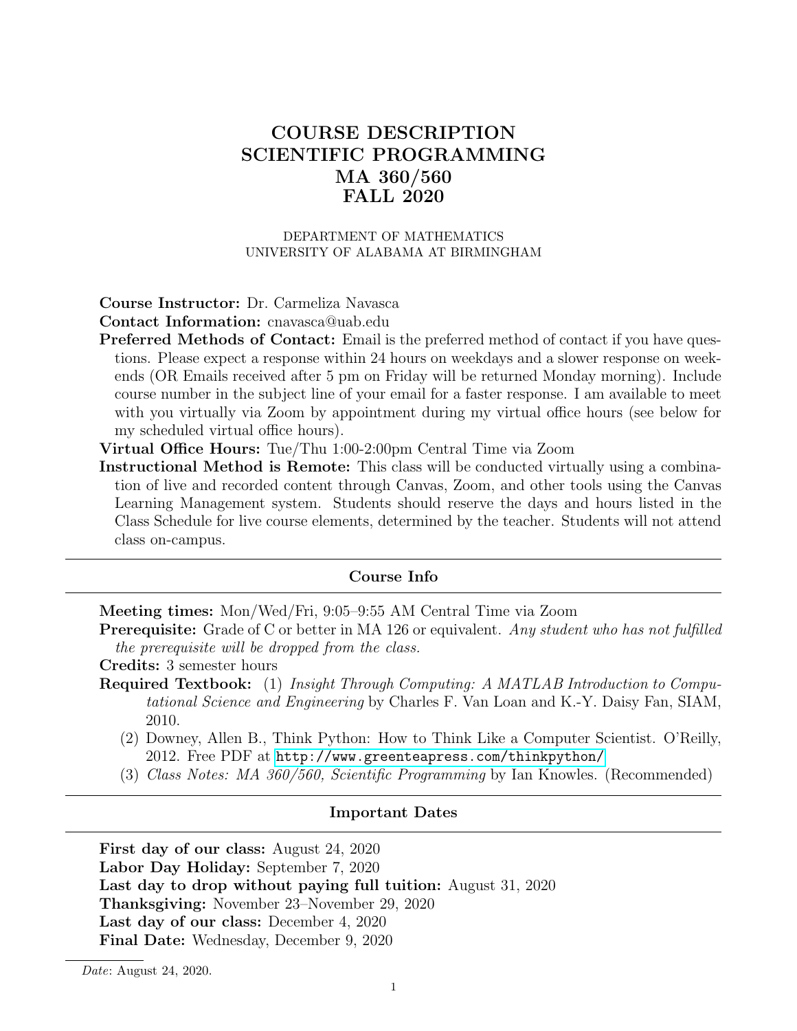# COURSE DESCRIPTION
# SCIENTIFIC PROGRAMMING
# MA 360/560
# FALL 2020

DEPARTMENT OF MATHEMATICS
UNIVERSITY OF ALABAMA AT BIRMINGHAM

**Course Instructor:** Dr. Carmeliza Navasca

**Contact Information:** cnavasca@uab.edu

**Preferred Methods of Contact:** Email is the preferred method of contact if you have questions. Please expect a response within 24 hours on weekdays and a slower response on weekends (OR Emails received after 5 pm on Friday will be returned Monday morning). Include course number in the subject line of your email for a faster response. I am available to meet with you virtually via Zoom by appointment during my virtual office hours (see below for my scheduled virtual office hours).

**Virtual Office Hours:** Tue/Thu 1:00-2:00pm Central Time via Zoom

**Instructional Method is Remote:** This class will be conducted virtually using a combination of live and recorded content through Canvas, Zoom, and other tools using the Canvas Learning Management system. Students should reserve the days and hours listed in the Class Schedule for live course elements, determined by the teacher. Students will not attend class on-campus.

## Course Info

**Meeting times:** Mon/Wed/Fri, 9:05–9:55 AM Central Time via Zoom

**Prerequisite:** Grade of C or better in MA 126 or equivalent. *Any student who has not fulfilled the prerequisite will be dropped from the class.*

**Credits:** 3 semester hours

**Required Textbook:**
1. *Insight Through Computing: A MATLAB Introduction to Computational Science and Engineering* by Charles F. Van Loan and K.-Y. Daisy Fan, SIAM, 2010.
2. Downey, Allen B., Think Python: How to Think Like a Computer Scientist. O'Reilly, 2012. Free PDF at http://www.greenteapress.com/thinkpython/
3. *Class Notes: MA 360/560, Scientific Programming* by Ian Knowles. (Recommended)

## Important Dates

**First day of our class:** August 24, 2020

**Labor Day Holiday:** September 7, 2020

**Last day to drop without paying full tuition:** August 31, 2020

**Thanksgiving:** November 23–November 29, 2020

**Last day of our class:** December 4, 2020

**Final Date:** Wednesday, December 9, 2020

*Date*: August 24, 2020.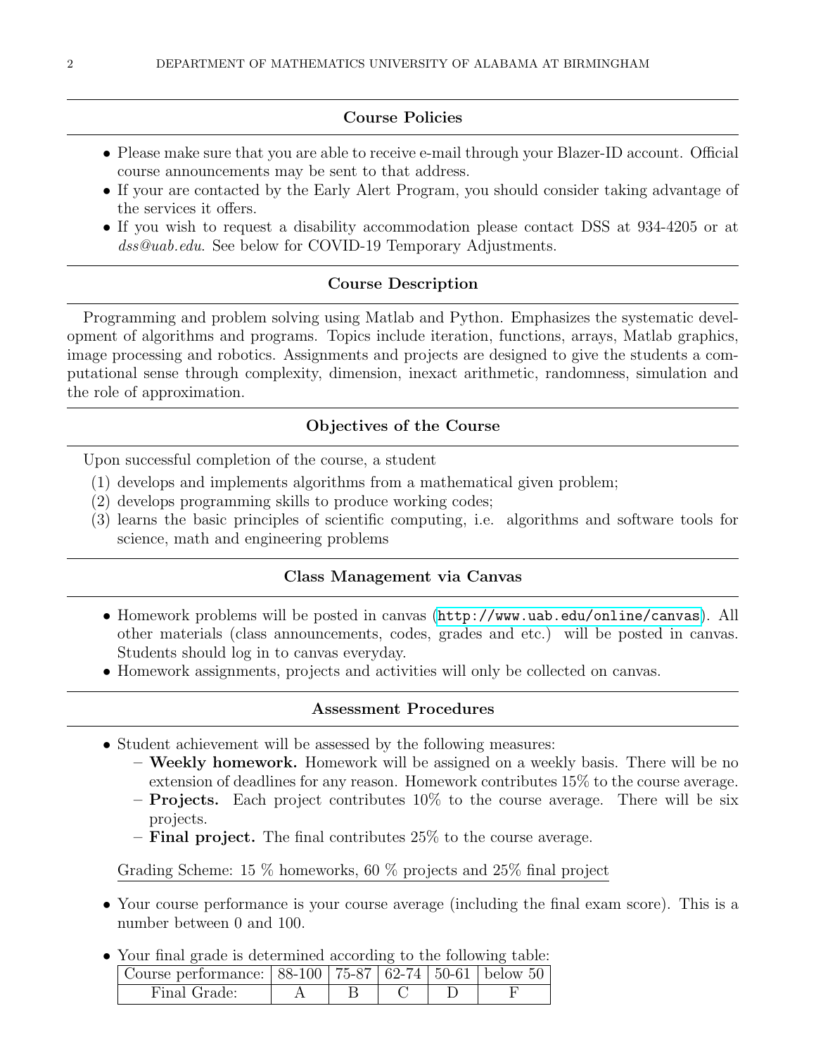## Course Policies

- Please make sure that you are able to receive e-mail through your Blazer-ID account. Official course announcements may be sent to that address.
- If your are contacted by the Early Alert Program, you should consider taking advantage of the services it offers.
- If you wish to request a disability accommodation please contact DSS at 934-4205 or at *dss@uab.edu*. See below for COVID-19 Temporary Adjustments.

## Course Description

Programming and problem solving using Matlab and Python. Emphasizes the systematic development of algorithms and programs. Topics include iteration, functions, arrays, Matlab graphics, image processing and robotics. Assignments and projects are designed to give the students a computational sense through complexity, dimension, inexact arithmetic, randomness, simulation and the role of approximation.

## Objectives of the Course

Upon successful completion of the course, a student

1. develops and implements algorithms from a mathematical given problem;
2. develops programming skills to produce working codes;
3. learns the basic principles of scientific computing, i.e. algorithms and software tools for science, math and engineering problems

## Class Management via Canvas

- Homework problems will be posted in canvas (`http://www.uab.edu/online/canvas`). All other materials (class announcements, codes, grades and etc.) will be posted in canvas. Students should log in to canvas everyday.
- Homework assignments, projects and activities will only be collected on canvas.

## Assessment Procedures

- Student achievement will be assessed by the following measures:
  - **Weekly homework.** Homework will be assigned on a weekly basis. There will be no extension of deadlines for any reason. Homework contributes 15% to the course average.
  - **Projects.** Each project contributes 10% to the course average. There will be six projects.
  - **Final project.** The final contributes 25% to the course average.

  Grading Scheme: 15 % homeworks, 60 % projects and 25% final project

- Your course performance is your course average (including the final exam score). This is a number between 0 and 100.

- Your final grade is determined according to the following table:

| Course performance: | 88-100 | 75-87 | 62-74 | 50-61 | below 50 |
|---|---|---|---|---|---|
| Final Grade: | A | B | C | D | F |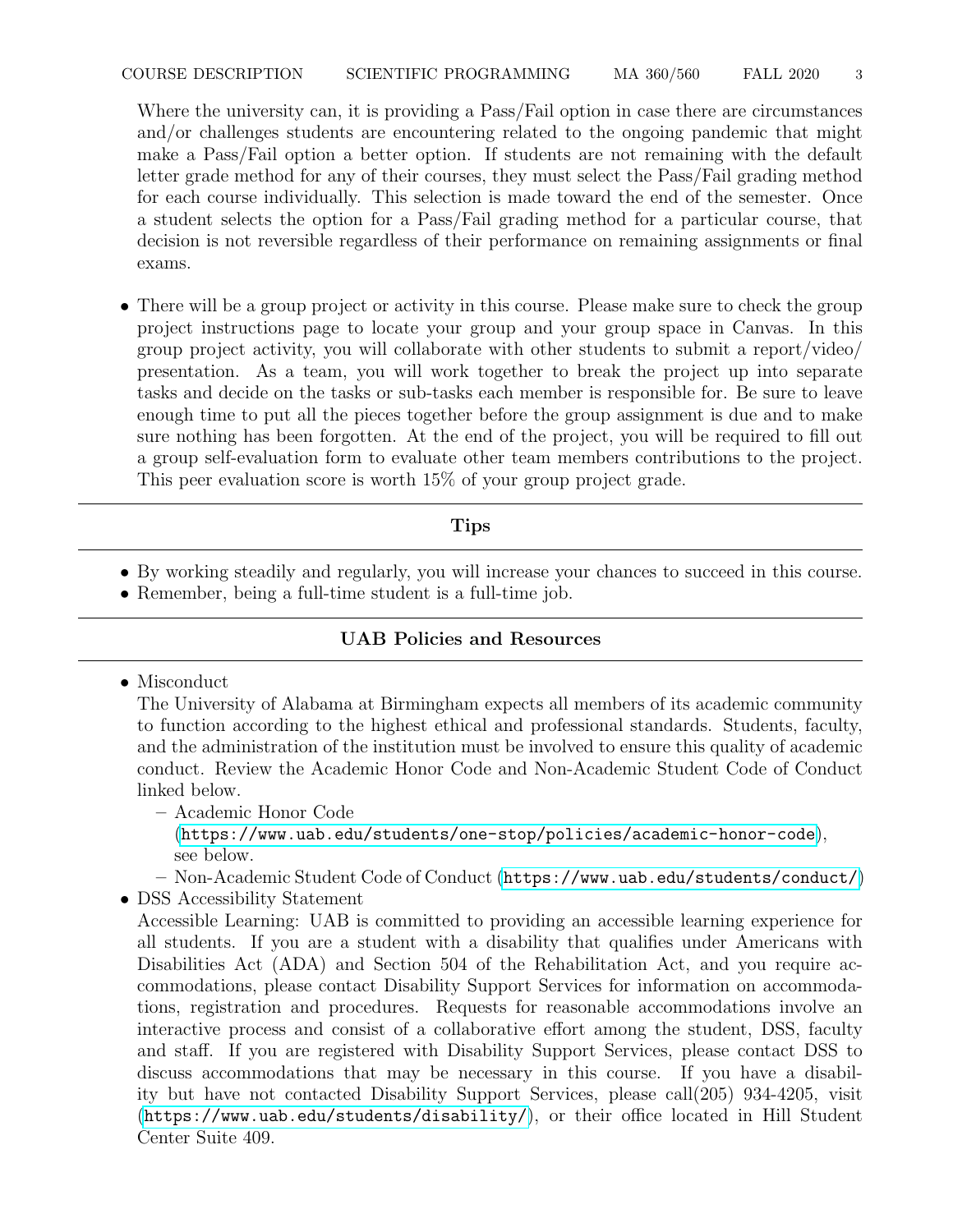Where the university can, it is providing a Pass/Fail option in case there are circumstances and/or challenges students are encountering related to the ongoing pandemic that might make a Pass/Fail option a better option. If students are not remaining with the default letter grade method for any of their courses, they must select the Pass/Fail grading method for each course individually. This selection is made toward the end of the semester. Once a student selects the option for a Pass/Fail grading method for a particular course, that decision is not reversible regardless of their performance on remaining assignments or final exams.

- There will be a group project or activity in this course. Please make sure to check the group project instructions page to locate your group and your group space in Canvas. In this group project activity, you will collaborate with other students to submit a report/video/ presentation. As a team, you will work together to break the project up into separate tasks and decide on the tasks or sub-tasks each member is responsible for. Be sure to leave enough time to put all the pieces together before the group assignment is due and to make sure nothing has been forgotten. At the end of the project, you will be required to fill out a group self-evaluation form to evaluate other team members contributions to the project. This peer evaluation score is worth 15% of your group project grade.

## Tips

- By working steadily and regularly, you will increase your chances to succeed in this course.
- Remember, being a full-time student is a full-time job.

## UAB Policies and Resources

- Misconduct
  The University of Alabama at Birmingham expects all members of its academic community to function according to the highest ethical and professional standards. Students, faculty, and the administration of the institution must be involved to ensure this quality of academic conduct. Review the Academic Honor Code and Non-Academic Student Code of Conduct linked below.
  - Academic Honor Code (`https://www.uab.edu/students/one-stop/policies/academic-honor-code`), see below.
  - Non-Academic Student Code of Conduct (`https://www.uab.edu/students/conduct/`)
- DSS Accessibility Statement
  Accessible Learning: UAB is committed to providing an accessible learning experience for all students. If you are a student with a disability that qualifies under Americans with Disabilities Act (ADA) and Section 504 of the Rehabilitation Act, and you require accommodations, please contact Disability Support Services for information on accommodations, registration and procedures. Requests for reasonable accommodations involve an interactive process and consist of a collaborative effort among the student, DSS, faculty and staff. If you are registered with Disability Support Services, please contact DSS to discuss accommodations that may be necessary in this course. If you have a disability but have not contacted Disability Support Services, please call(205) 934-4205, visit (`https://www.uab.edu/students/disability/`), or their office located in Hill Student Center Suite 409.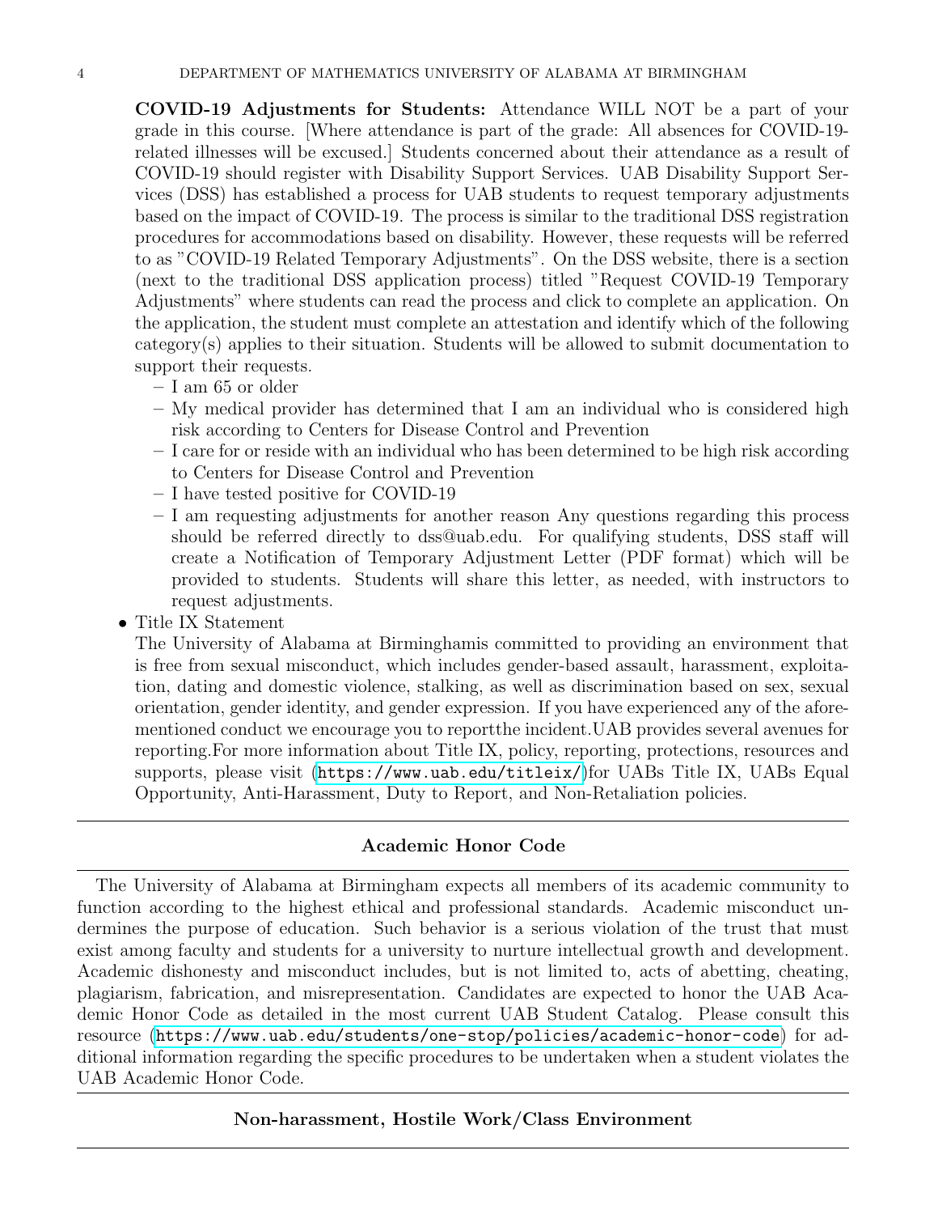**COVID-19 Adjustments for Students:** Attendance WILL NOT be a part of your grade in this course. [Where attendance is part of the grade: All absences for COVID-19-related illnesses will be excused.] Students concerned about their attendance as a result of COVID-19 should register with Disability Support Services. UAB Disability Support Services (DSS) has established a process for UAB students to request temporary adjustments based on the impact of COVID-19. The process is similar to the traditional DSS registration procedures for accommodations based on disability. However, these requests will be referred to as "COVID-19 Related Temporary Adjustments". On the DSS website, there is a section (next to the traditional DSS application process) titled "Request COVID-19 Temporary Adjustments" where students can read the process and click to complete an application. On the application, the student must complete an attestation and identify which of the following category(s) applies to their situation. Students will be allowed to submit documentation to support their requests.

- I am 65 or older
- My medical provider has determined that I am an individual who is considered high risk according to Centers for Disease Control and Prevention
- I care for or reside with an individual who has been determined to be high risk according to Centers for Disease Control and Prevention
- I have tested positive for COVID-19
- I am requesting adjustments for another reason Any questions regarding this process should be referred directly to dss@uab.edu. For qualifying students, DSS staff will create a Notification of Temporary Adjustment Letter (PDF format) which will be provided to students. Students will share this letter, as needed, with instructors to request adjustments.

- Title IX Statement
  The University of Alabama at Birminghamis committed to providing an environment that is free from sexual misconduct, which includes gender-based assault, harassment, exploitation, dating and domestic violence, stalking, as well as discrimination based on sex, sexual orientation, gender identity, and gender expression. If you have experienced any of the aforementioned conduct we encourage you to reportthe incident.UAB provides several avenues for reporting.For more information about Title IX, policy, reporting, protections, resources and supports, please visit (https://www.uab.edu/titleix/)for UABs Title IX, UABs Equal Opportunity, Anti-Harassment, Duty to Report, and Non-Retaliation policies.

## Academic Honor Code

The University of Alabama at Birmingham expects all members of its academic community to function according to the highest ethical and professional standards. Academic misconduct undermines the purpose of education. Such behavior is a serious violation of the trust that must exist among faculty and students for a university to nurture intellectual growth and development. Academic dishonesty and misconduct includes, but is not limited to, acts of abetting, cheating, plagiarism, fabrication, and misrepresentation. Candidates are expected to honor the UAB Academic Honor Code as detailed in the most current UAB Student Catalog. Please consult this resource (https://www.uab.edu/students/one-stop/policies/academic-honor-code) for additional information regarding the specific procedures to be undertaken when a student violates the UAB Academic Honor Code.

## Non-harassment, Hostile Work/Class Environment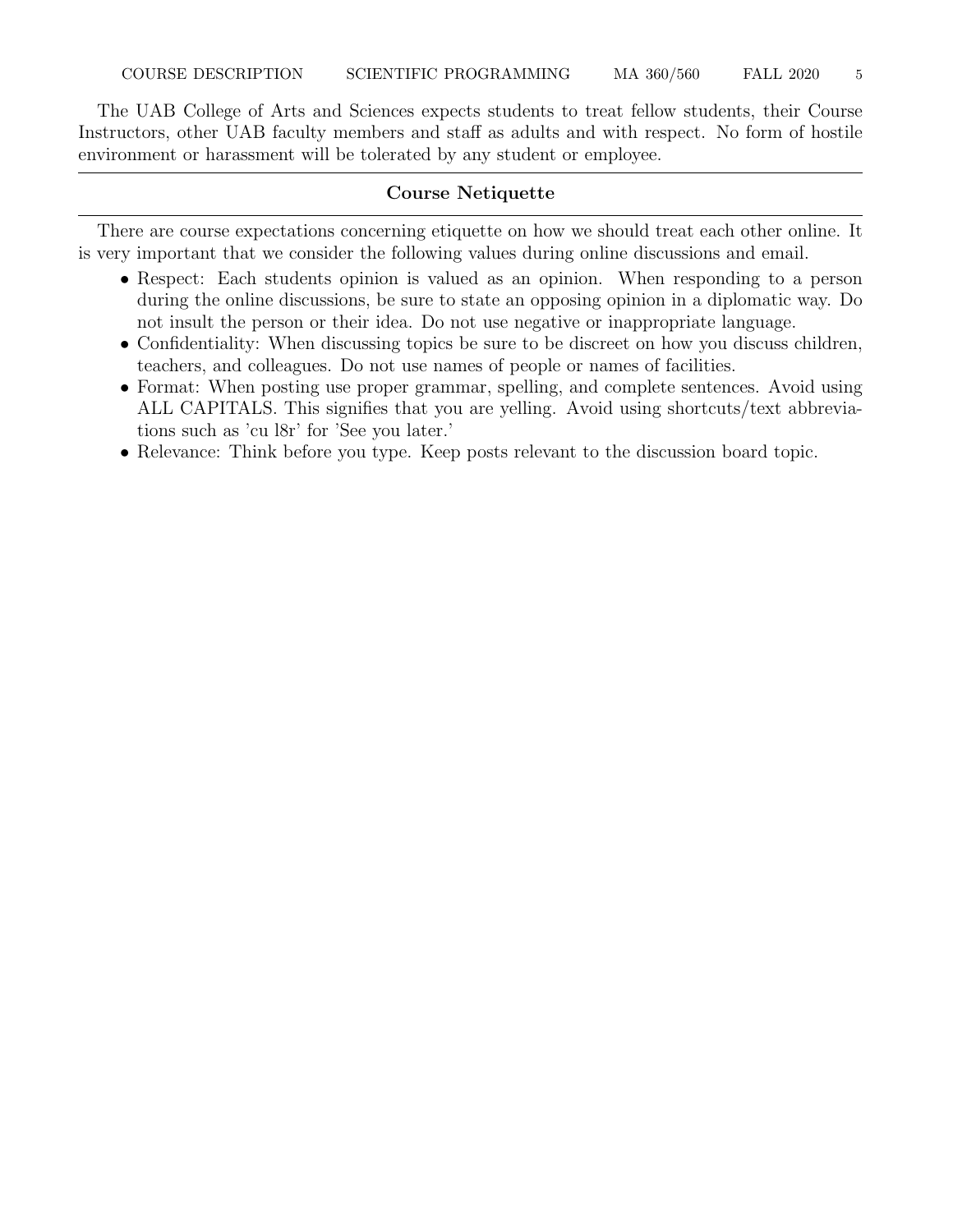The UAB College of Arts and Sciences expects students to treat fellow students, their Course Instructors, other UAB faculty members and staff as adults and with respect. No form of hostile environment or harassment will be tolerated by any student or employee.

## Course Netiquette

There are course expectations concerning etiquette on how we should treat each other online. It is very important that we consider the following values during online discussions and email.

- Respect: Each students opinion is valued as an opinion. When responding to a person during the online discussions, be sure to state an opposing opinion in a diplomatic way. Do not insult the person or their idea. Do not use negative or inappropriate language.
- Confidentiality: When discussing topics be sure to be discreet on how you discuss children, teachers, and colleagues. Do not use names of people or names of facilities.
- Format: When posting use proper grammar, spelling, and complete sentences. Avoid using ALL CAPITALS. This signifies that you are yelling. Avoid using shortcuts/text abbreviations such as 'cu l8r' for 'See you later.'
- Relevance: Think before you type. Keep posts relevant to the discussion board topic.